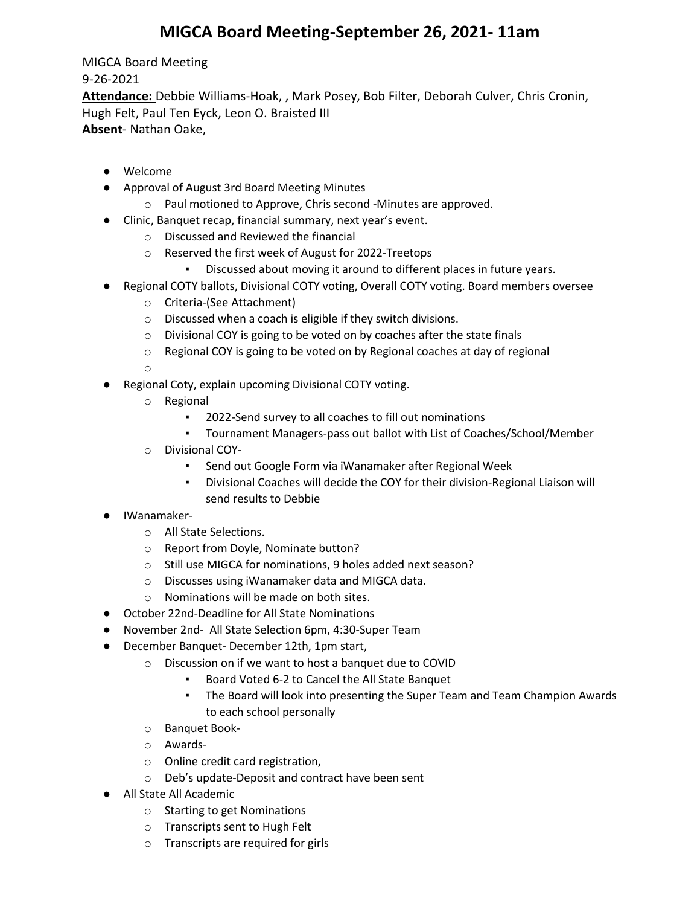# MIGCA Board Meeting-September 26, 2021- 11am

MIGCA Board Meeting
9-26-2021
**Attendance:** Debbie Williams-Hoak, , Mark Posey, Bob Filter, Deborah Culver, Chris Cronin, Hugh Felt, Paul Ten Eyck, Leon O. Braisted III
**Absent**- Nathan Oake,

- Welcome
- Approval of August 3rd Board Meeting Minutes
  - Paul motioned to Approve, Chris second -Minutes are approved.
- Clinic, Banquet recap, financial summary, next year's event.
  - Discussed and Reviewed the financial
  - Reserved the first week of August for 2022-Treetops
    - Discussed about moving it around to different places in future years.
- Regional COTY ballots, Divisional COTY voting, Overall COTY voting. Board members oversee
  - Criteria-(See Attachment)
  - Discussed when a coach is eligible if they switch divisions.
  - Divisional COY is going to be voted on by coaches after the state finals
  - Regional COY is going to be voted on by Regional coaches at day of regional
  -
- Regional Coty, explain upcoming Divisional COTY voting.
  - Regional
    - 2022-Send survey to all coaches to fill out nominations
    - Tournament Managers-pass out ballot with List of Coaches/School/Member
  - Divisional COY-
    - Send out Google Form via iWanamaker after Regional Week
    - Divisional Coaches will decide the COY for their division-Regional Liaison will send results to Debbie
- IWanamaker-
  - All State Selections.
  - Report from Doyle, Nominate button?
  - Still use MIGCA for nominations, 9 holes added next season?
  - Discusses using iWanamaker data and MIGCA data.
  - Nominations will be made on both sites.
- October 22nd-Deadline for All State Nominations
- November 2nd- All State Selection 6pm, 4:30-Super Team
- December Banquet- December 12th, 1pm start,
  - Discussion on if we want to host a banquet due to COVID
    - Board Voted 6-2 to Cancel the All State Banquet
    - The Board will look into presenting the Super Team and Team Champion Awards to each school personally
  - Banquet Book-
  - Awards-
  - Online credit card registration,
  - Deb's update-Deposit and contract have been sent
- All State All Academic
  - Starting to get Nominations
  - Transcripts sent to Hugh Felt
  - Transcripts are required for girls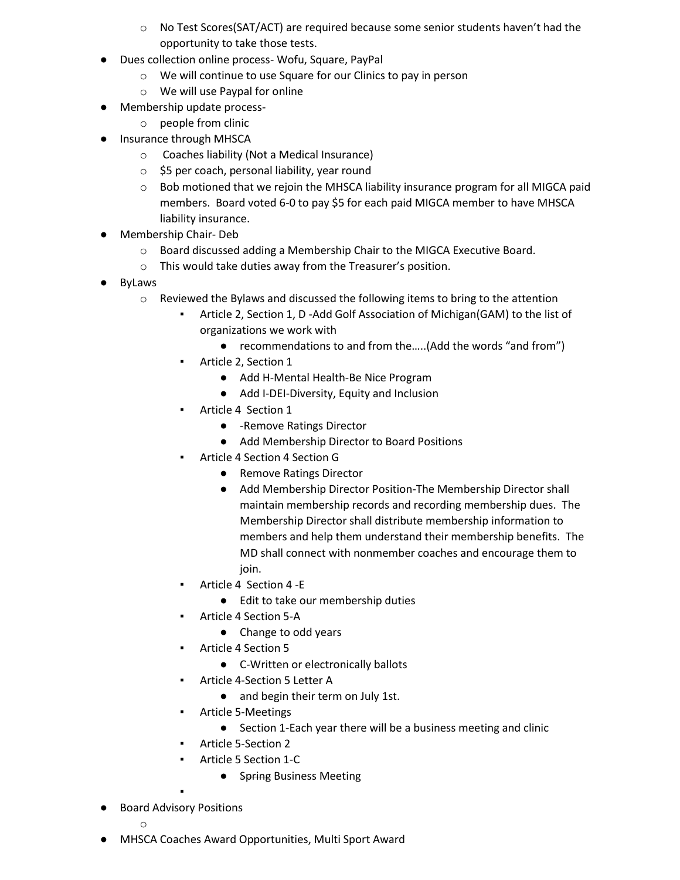- No Test Scores(SAT/ACT) are required because some senior students haven't had the opportunity to take those tests.
- Dues collection online process- Wofu, Square, PayPal
  - We will continue to use Square for our Clinics to pay in person
  - We will use Paypal for online
- Membership update process-
  - people from clinic
- Insurance through MHSCA
  - Coaches liability (Not a Medical Insurance)
  - $5 per coach, personal liability, year round
  - Bob motioned that we rejoin the MHSCA liability insurance program for all MIGCA paid members. Board voted 6-0 to pay $5 for each paid MIGCA member to have MHSCA liability insurance.
- Membership Chair- Deb
  - Board discussed adding a Membership Chair to the MIGCA Executive Board.
  - This would take duties away from the Treasurer's position.
- ByLaws
  - Reviewed the Bylaws and discussed the following items to bring to the attention
    - Article 2, Section 1, D -Add Golf Association of Michigan(GAM) to the list of organizations we work with
      - recommendations to and from the…..(Add the words "and from")
    - Article 2, Section 1
      - Add H-Mental Health-Be Nice Program
      - Add I-DEI-Diversity, Equity and Inclusion
    - Article 4 Section 1
      - -Remove Ratings Director
      - Add Membership Director to Board Positions
    - Article 4 Section 4 Section G
      - Remove Ratings Director
      - Add Membership Director Position-The Membership Director shall maintain membership records and recording membership dues. The Membership Director shall distribute membership information to members and help them understand their membership benefits. The MD shall connect with nonmember coaches and encourage them to join.
    - Article 4 Section 4 -E
      - Edit to take our membership duties
    - Article 4 Section 5-A
      - Change to odd years
    - Article 4 Section 5
      - C-Written or electronically ballots
    - Article 4-Section 5 Letter A
      - and begin their term on July 1st.
    - Article 5-Meetings
      - Section 1-Each year there will be a business meeting and clinic
    - Article 5-Section 2
    - Article 5 Section 1-C
      - ~~Spring~~ Business Meeting
- Board Advisory Positions
- MHSCA Coaches Award Opportunities, Multi Sport Award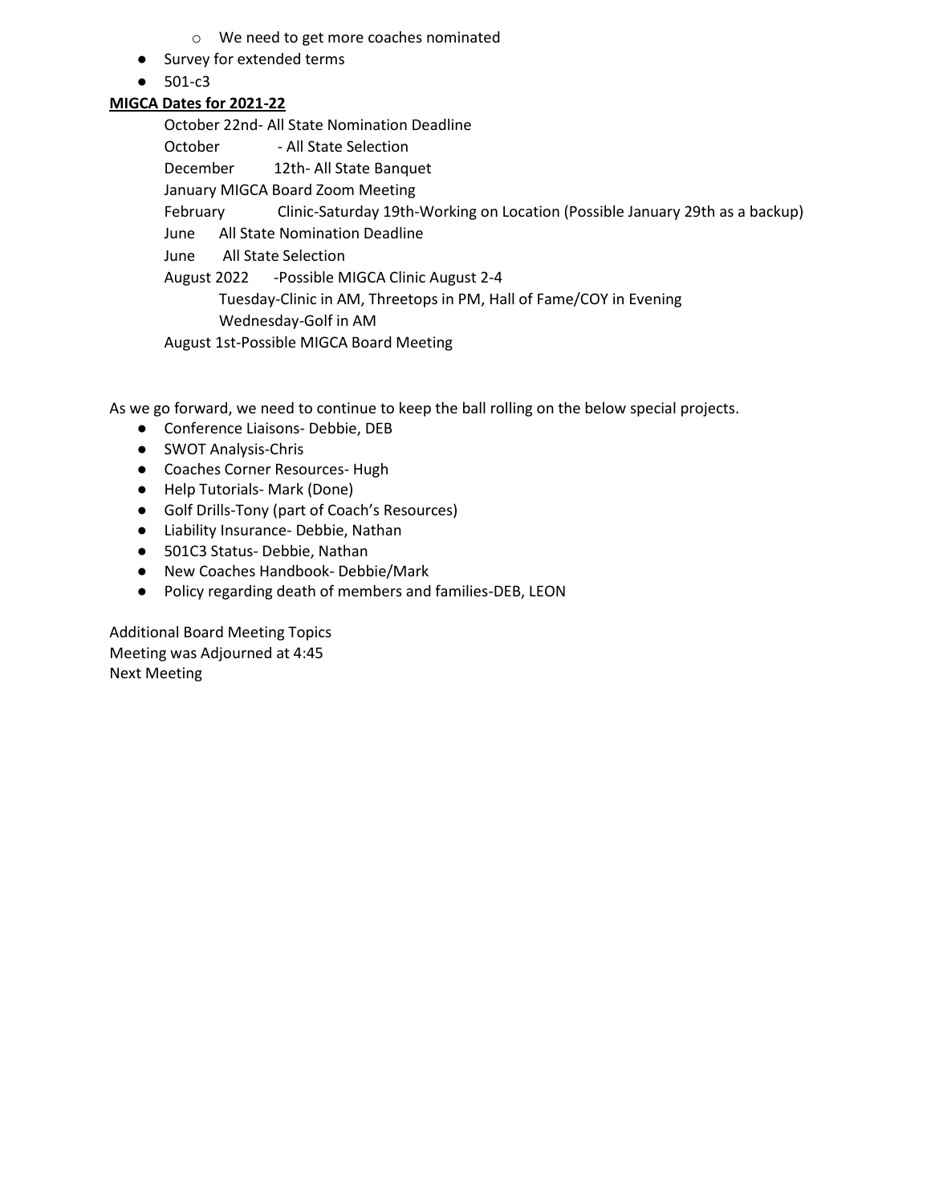- We need to get more coaches nominated
- Survey for extended terms
- 501-c3

**MIGCA Dates for 2021-22**

October 22nd- All State Nomination Deadline
October - All State Selection
December 12th- All State Banquet
January MIGCA Board Zoom Meeting
February Clinic-Saturday 19th-Working on Location (Possible January 29th as a backup)
June All State Nomination Deadline
June All State Selection
August 2022 -Possible MIGCA Clinic August 2-4
Tuesday-Clinic in AM, Threetops in PM, Hall of Fame/COY in Evening
Wednesday-Golf in AM
August 1st-Possible MIGCA Board Meeting

As we go forward, we need to continue to keep the ball rolling on the below special projects.

- Conference Liaisons- Debbie, DEB
- SWOT Analysis-Chris
- Coaches Corner Resources- Hugh
- Help Tutorials- Mark (Done)
- Golf Drills-Tony (part of Coach's Resources)
- Liability Insurance- Debbie, Nathan
- 501C3 Status- Debbie, Nathan
- New Coaches Handbook- Debbie/Mark
- Policy regarding death of members and families-DEB, LEON

Additional Board Meeting Topics
Meeting was Adjourned at 4:45
Next Meeting